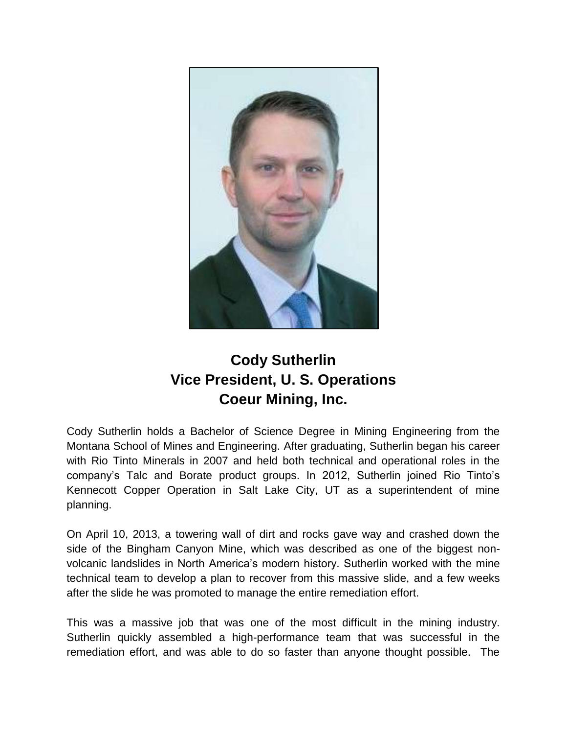# Cody Sutherlin
## Vice President, U. S. Operations
## Coeur Mining, Inc.

Cody Sutherlin holds a Bachelor of Science Degree in Mining Engineering from the Montana School of Mines and Engineering. After graduating, Sutherlin began his career with Rio Tinto Minerals in 2007 and held both technical and operational roles in the company's Talc and Borate product groups. In 2012, Sutherlin joined Rio Tinto's Kennecott Copper Operation in Salt Lake City, UT as a superintendent of mine planning.

On April 10, 2013, a towering wall of dirt and rocks gave way and crashed down the side of the Bingham Canyon Mine, which was described as one of the biggest non-volcanic landslides in North America's modern history. Sutherlin worked with the mine technical team to develop a plan to recover from this massive slide, and a few weeks after the slide he was promoted to manage the entire remediation effort.

This was a massive job that was one of the most difficult in the mining industry. Sutherlin quickly assembled a high-performance team that was successful in the remediation effort, and was able to do so faster than anyone thought possible. The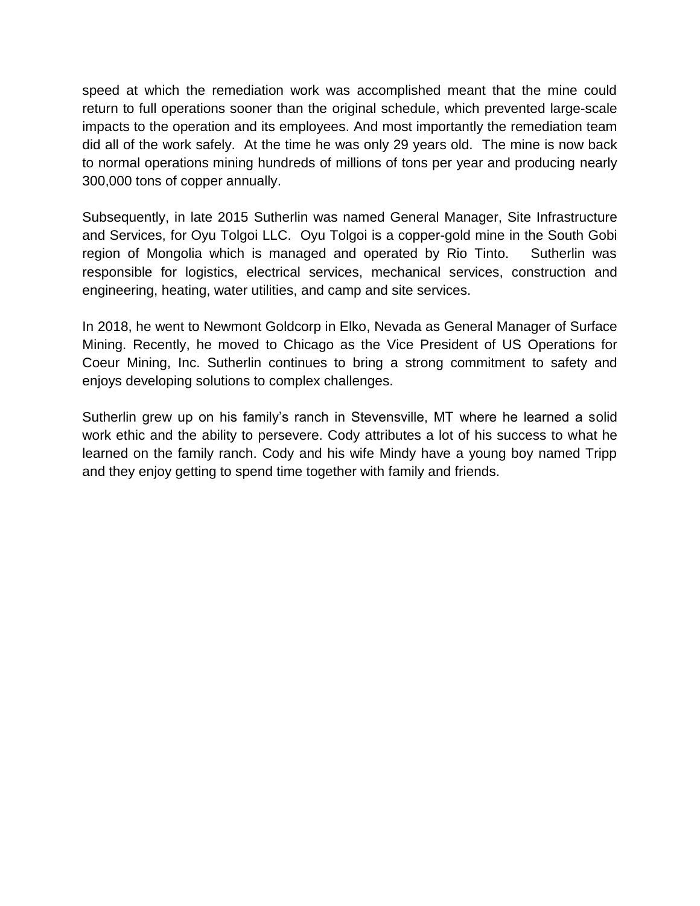speed at which the remediation work was accomplished meant that the mine could return to full operations sooner than the original schedule, which prevented large-scale impacts to the operation and its employees. And most importantly the remediation team did all of the work safely. At the time he was only 29 years old. The mine is now back to normal operations mining hundreds of millions of tons per year and producing nearly 300,000 tons of copper annually.

Subsequently, in late 2015 Sutherlin was named General Manager, Site Infrastructure and Services, for Oyu Tolgoi LLC. Oyu Tolgoi is a copper-gold mine in the South Gobi region of Mongolia which is managed and operated by Rio Tinto. Sutherlin was responsible for logistics, electrical services, mechanical services, construction and engineering, heating, water utilities, and camp and site services.

In 2018, he went to Newmont Goldcorp in Elko, Nevada as General Manager of Surface Mining. Recently, he moved to Chicago as the Vice President of US Operations for Coeur Mining, Inc. Sutherlin continues to bring a strong commitment to safety and enjoys developing solutions to complex challenges.

Sutherlin grew up on his family's ranch in Stevensville, MT where he learned a solid work ethic and the ability to persevere. Cody attributes a lot of his success to what he learned on the family ranch. Cody and his wife Mindy have a young boy named Tripp and they enjoy getting to spend time together with family and friends.